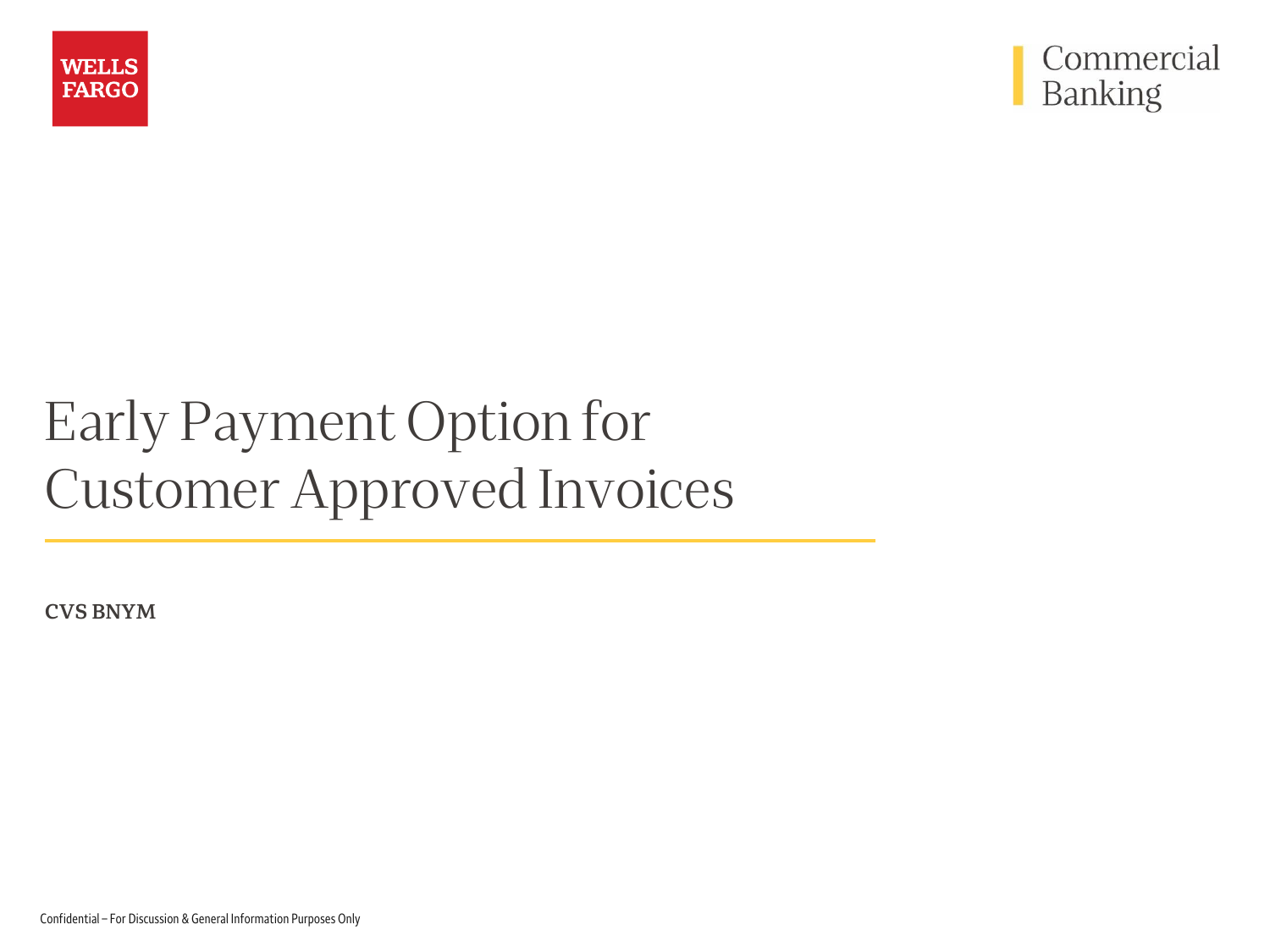WELLS FARGO

Commercial Banking

# Early Payment Option for Customer Approved Invoices

**CVS BNYM**

Confidential – For Discussion & General Information Purposes Only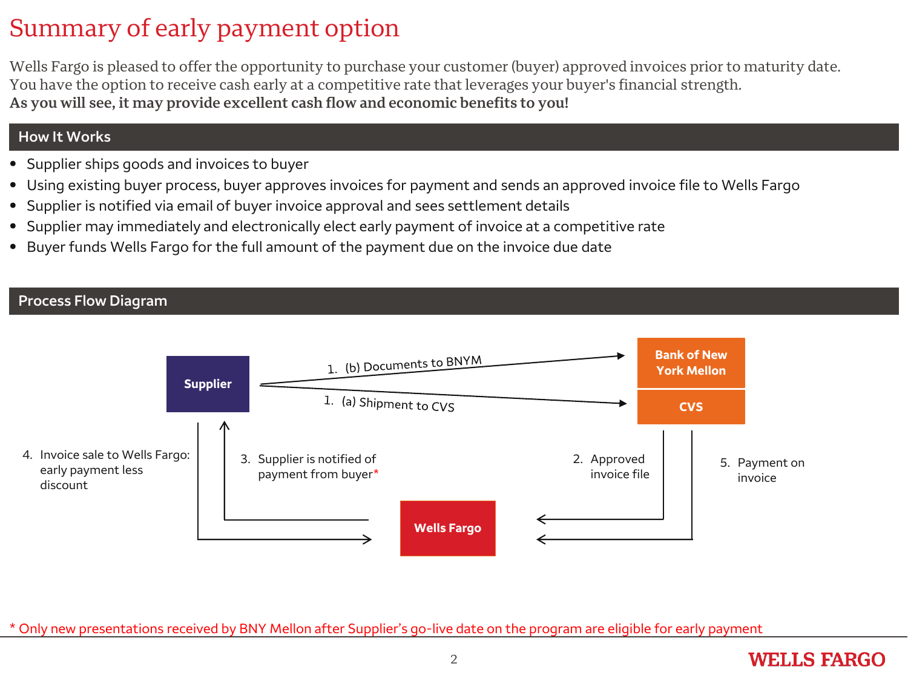# Summary of early payment option

Wells Fargo is pleased to offer the opportunity to purchase your customer (buyer) approved invoices prior to maturity date. You have the option to receive cash early at a competitive rate that leverages your buyer's financial strength.
**As you will see, it may provide excellent cash flow and economic benefits to you!**

## How It Works

- Supplier ships goods and invoices to buyer
- Using existing buyer process, buyer approves invoices for payment and sends an approved invoice file to Wells Fargo
- Supplier is notified via email of buyer invoice approval and sees settlement details
- Supplier may immediately and electronically elect early payment of invoice at a competitive rate
- Buyer funds Wells Fargo for the full amount of the payment due on the invoice due date

## Process Flow Diagram

Supplier

Bank of New York Mellon

CVS

Wells Fargo

1. (b) Documents to BNYM
1. (a) Shipment to CVS
2. Approved invoice file
3. Supplier is notified of payment from buyer*
4. Invoice sale to Wells Fargo: early payment less discount
5. Payment on invoice

\* Only new presentations received by BNY Mellon after Supplier's go-live date on the program are eligible for early payment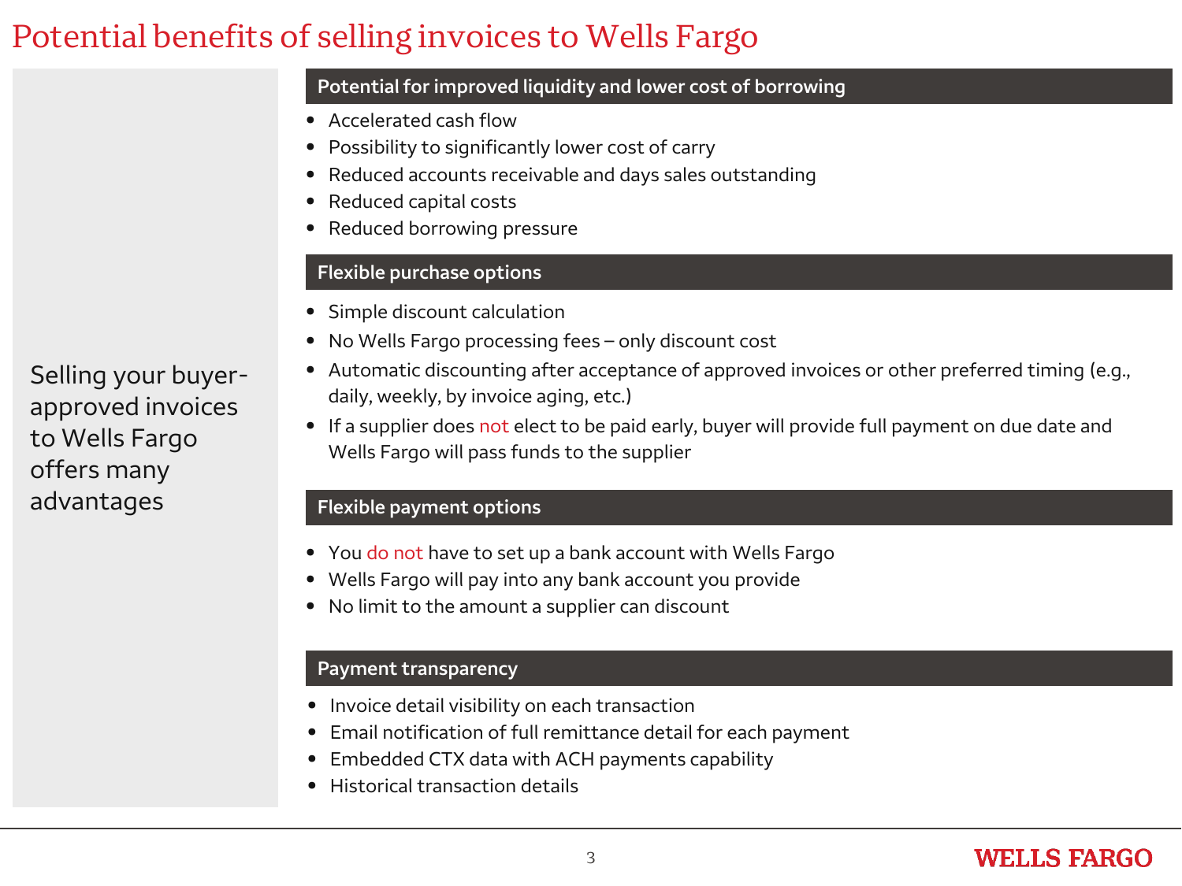# Potential benefits of selling invoices to Wells Fargo

Selling your buyer-approved invoices to Wells Fargo offers many advantages

## Potential for improved liquidity and lower cost of borrowing

- Accelerated cash flow
- Possibility to significantly lower cost of carry
- Reduced accounts receivable and days sales outstanding
- Reduced capital costs
- Reduced borrowing pressure

## Flexible purchase options

- Simple discount calculation
- No Wells Fargo processing fees – only discount cost
- Automatic discounting after acceptance of approved invoices or other preferred timing (e.g., daily, weekly, by invoice aging, etc.)
- If a supplier does not elect to be paid early, buyer will provide full payment on due date and Wells Fargo will pass funds to the supplier

## Flexible payment options

- You do not have to set up a bank account with Wells Fargo
- Wells Fargo will pay into any bank account you provide
- No limit to the amount a supplier can discount

## Payment transparency

- Invoice detail visibility on each transaction
- Email notification of full remittance detail for each payment
- Embedded CTX data with ACH payments capability
- Historical transaction details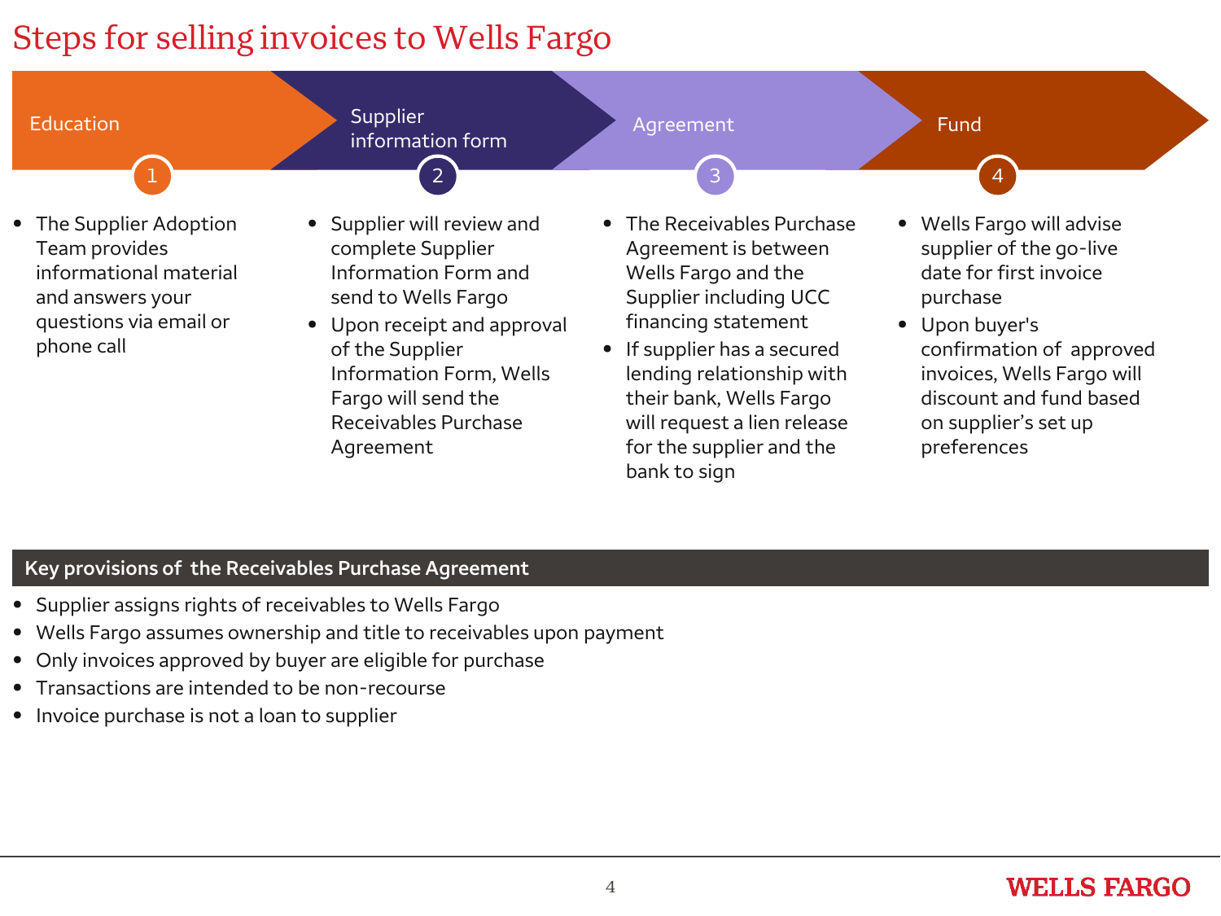# Steps for selling invoices to Wells Fargo

### 1. Education

- The Supplier Adoption Team provides informational material and answers your questions via email or phone call

### 2. Supplier information form

- Supplier will review and complete Supplier Information Form and send to Wells Fargo
- Upon receipt and approval of the Supplier Information Form, Wells Fargo will send the Receivables Purchase Agreement

### 3. Agreement

- The Receivables Purchase Agreement is between Wells Fargo and the Supplier including UCC financing statement
- If supplier has a secured lending relationship with their bank, Wells Fargo will request a lien release for the supplier and the bank to sign

### 4. Fund

- Wells Fargo will advise supplier of the go-live date for first invoice purchase
- Upon buyer's confirmation of approved invoices, Wells Fargo will discount and fund based on supplier's set up preferences

## Key provisions of the Receivables Purchase Agreement

- Supplier assigns rights of receivables to Wells Fargo
- Wells Fargo assumes ownership and title to receivables upon payment
- Only invoices approved by buyer are eligible for purchase
- Transactions are intended to be non-recourse
- Invoice purchase is not a loan to supplier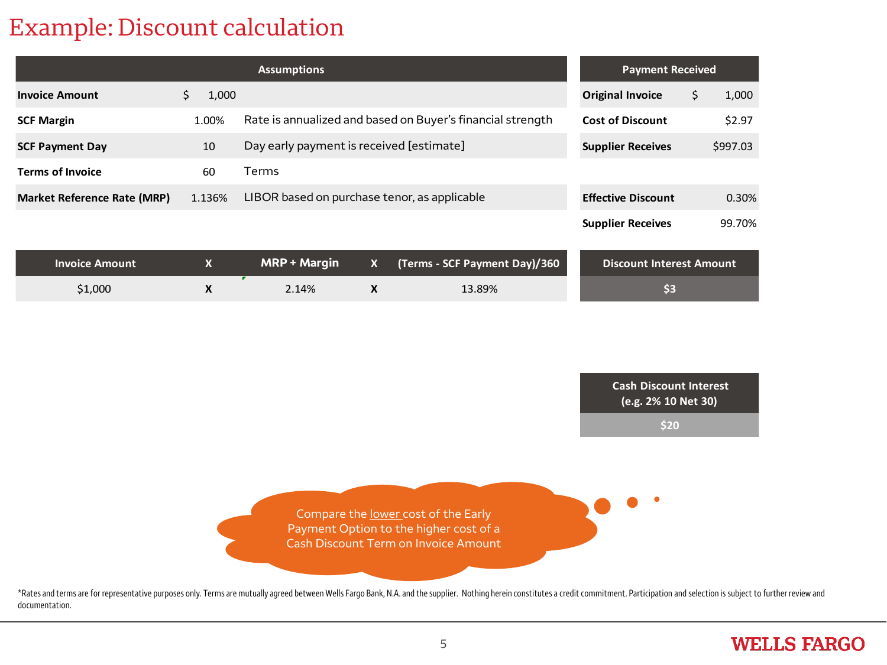# Example: Discount calculation

| Assumptions | | |
|---|---|---|
| **Invoice Amount** | $ 1,000 | |
| **SCF Margin** | 1.00% | Rate is annualized and based on Buyer's financial strength |
| **SCF Payment Day** | 10 | Day early payment is received [estimate] |
| **Terms of Invoice** | 60 | Terms |
| **Market Reference Rate (MRP)** | 1.136% | LIBOR based on purchase tenor, as applicable |

| Payment Received | |
|---|---|
| **Original Invoice** | $ 1,000 |
| **Cost of Discount** | $2.97 |
| **Supplier Receives** | $997.03 |
| | |
| **Effective Discount** | 0.30% |
| **Supplier Receives** | 99.70% |

| Invoice Amount | X | MRP + Margin | X | (Terms - SCF Payment Day)/360 | Discount Interest Amount |
|---|---|---|---|---|---|
| $1,000 | **X** | 2.14% | **X** | 13.89% | **$3** |

| Cash Discount Interest (e.g. 2% 10 Net 30) |
|---|
| **$20** |

Compare the lower cost of the Early Payment Option to the higher cost of a Cash Discount Term on Invoice Amount

*Rates and terms are for representative purposes only. Terms are mutually agreed between Wells Fargo Bank, N.A. and the supplier. Nothing herein constitutes a credit commitment. Participation and selection is subject to further review and documentation.

WELLS FARGO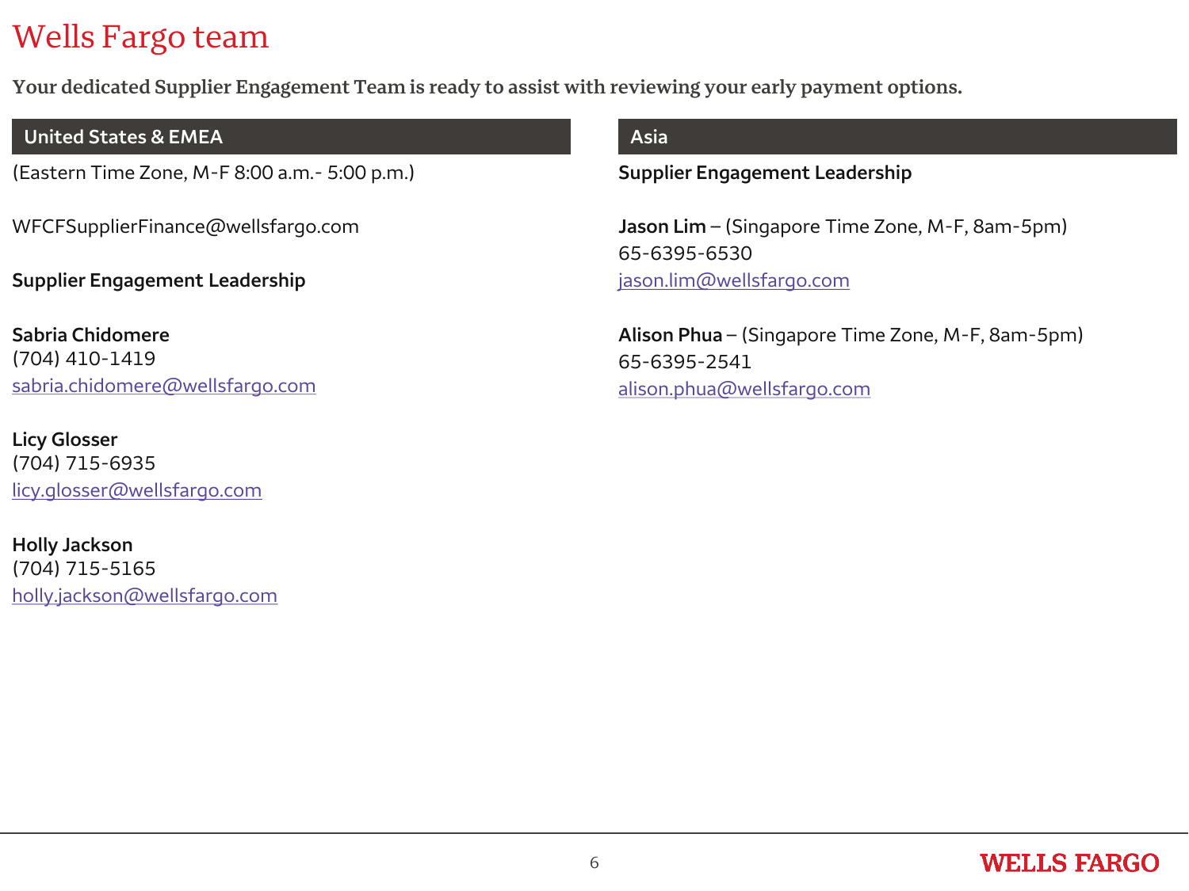# Wells Fargo team

**Your dedicated Supplier Engagement Team is ready to assist with reviewing your early payment options.**

## United States & EMEA

(Eastern Time Zone, M-F 8:00 a.m.- 5:00 p.m.)

WFCFSupplierFinance@wellsfargo.com

**Supplier Engagement Leadership**

**Sabria Chidomere**
(704) 410-1419
sabria.chidomere@wellsfargo.com

**Licy Glosser**
(704) 715-6935
licy.glosser@wellsfargo.com

**Holly Jackson**
(704) 715-5165
holly.jackson@wellsfargo.com

## Asia

**Supplier Engagement Leadership**

**Jason Lim** – (Singapore Time Zone, M-F, 8am-5pm)
65-6395-6530
jason.lim@wellsfargo.com

**Alison Phua** – (Singapore Time Zone, M-F, 8am-5pm)
65-6395-2541
alison.phua@wellsfargo.com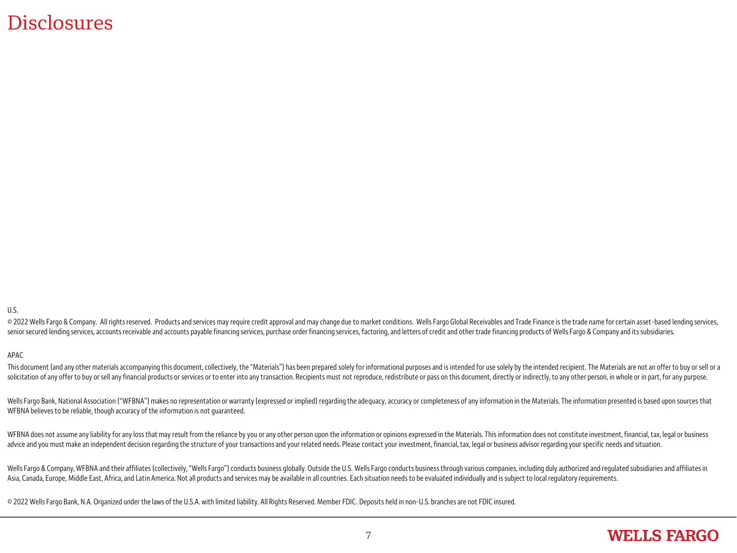# Disclosures

U.S.

© 2022 Wells Fargo & Company. All rights reserved. Products and services may require credit approval and may change due to market conditions. Wells Fargo Global Receivables and Trade Finance is the trade name for certain asset-based lending services, senior secured lending services, accounts receivable and accounts payable financing services, purchase order financing services, factoring, and letters of credit and other trade financing products of Wells Fargo & Company and its subsidiaries.

APAC

This document (and any other materials accompanying this document, collectively, the "Materials") has been prepared solely for informational purposes and is intended for use solely by the intended recipient. The Materials are not an offer to buy or sell or a solicitation of any offer to buy or sell any financial products or services or to enter into any transaction. Recipients must not reproduce, redistribute or pass on this document, directly or indirectly, to any other person, in whole or in part, for any purpose.

Wells Fargo Bank, National Association ("WFBNA") makes no representation or warranty (expressed or implied) regarding the adequacy, accuracy or completeness of any information in the Materials. The information presented is based upon sources that WFBNA believes to be reliable, though accuracy of the information is not guaranteed.

WFBNA does not assume any liability for any loss that may result from the reliance by you or any other person upon the information or opinions expressed in the Materials. This information does not constitute investment, financial, tax, legal or business advice and you must make an independent decision regarding the structure of your transactions and your related needs. Please contact your investment, financial, tax, legal or business advisor regarding your specific needs and situation.

Wells Fargo & Company, WFBNA and their affiliates (collectively, "Wells Fargo") conducts business globally. Outside the U.S. Wells Fargo conducts business through various companies, including duly authorized and regulated subsidiaries and affiliates in Asia, Canada, Europe, Middle East, Africa, and Latin America. Not all products and services may be available in all countries. Each situation needs to be evaluated individually and is subject to local regulatory requirements.

© 2022 Wells Fargo Bank, N.A. Organized under the laws of the U.S.A. with limited liability. All Rights Reserved. Member FDIC. Deposits held in non-U.S. branches are not FDIC insured.